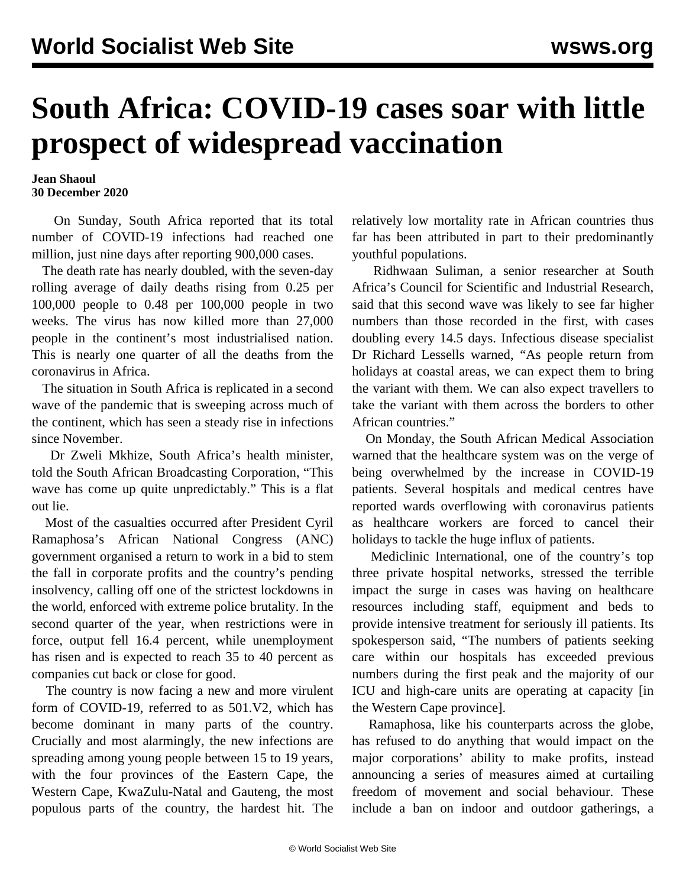# South Africa: COVID-19 cases soar with little prospect of widespread vaccination

**Jean Shaoul**
**30 December 2020**

On Sunday, South Africa reported that its total number of COVID-19 infections had reached one million, just nine days after reporting 900,000 cases.

The death rate has nearly doubled, with the seven-day rolling average of daily deaths rising from 0.25 per 100,000 people to 0.48 per 100,000 people in two weeks. The virus has now killed more than 27,000 people in the continent's most industrialised nation. This is nearly one quarter of all the deaths from the coronavirus in Africa.

The situation in South Africa is replicated in a second wave of the pandemic that is sweeping across much of the continent, which has seen a steady rise in infections since November.

Dr Zweli Mkhize, South Africa's health minister, told the South African Broadcasting Corporation, "This wave has come up quite unpredictably." This is a flat out lie.

Most of the casualties occurred after President Cyril Ramaphosa's African National Congress (ANC) government organised a return to work in a bid to stem the fall in corporate profits and the country's pending insolvency, calling off one of the strictest lockdowns in the world, enforced with extreme police brutality. In the second quarter of the year, when restrictions were in force, output fell 16.4 percent, while unemployment has risen and is expected to reach 35 to 40 percent as companies cut back or close for good.

The country is now facing a new and more virulent form of COVID-19, referred to as 501.V2, which has become dominant in many parts of the country. Crucially and most alarmingly, the new infections are spreading among young people between 15 to 19 years, with the four provinces of the Eastern Cape, the Western Cape, KwaZulu-Natal and Gauteng, the most populous parts of the country, the hardest hit. The relatively low mortality rate in African countries thus far has been attributed in part to their predominantly youthful populations.

Ridhwaan Suliman, a senior researcher at South Africa's Council for Scientific and Industrial Research, said that this second wave was likely to see far higher numbers than those recorded in the first, with cases doubling every 14.5 days. Infectious disease specialist Dr Richard Lessells warned, "As people return from holidays at coastal areas, we can expect them to bring the variant with them. We can also expect travellers to take the variant with them across the borders to other African countries."

On Monday, the South African Medical Association warned that the healthcare system was on the verge of being overwhelmed by the increase in COVID-19 patients. Several hospitals and medical centres have reported wards overflowing with coronavirus patients as healthcare workers are forced to cancel their holidays to tackle the huge influx of patients.

Mediclinic International, one of the country's top three private hospital networks, stressed the terrible impact the surge in cases was having on healthcare resources including staff, equipment and beds to provide intensive treatment for seriously ill patients. Its spokesperson said, "The numbers of patients seeking care within our hospitals has exceeded previous numbers during the first peak and the majority of our ICU and high-care units are operating at capacity [in the Western Cape province].

Ramaphosa, like his counterparts across the globe, has refused to do anything that would impact on the major corporations' ability to make profits, instead announcing a series of measures aimed at curtailing freedom of movement and social behaviour. These include a ban on indoor and outdoor gatherings, a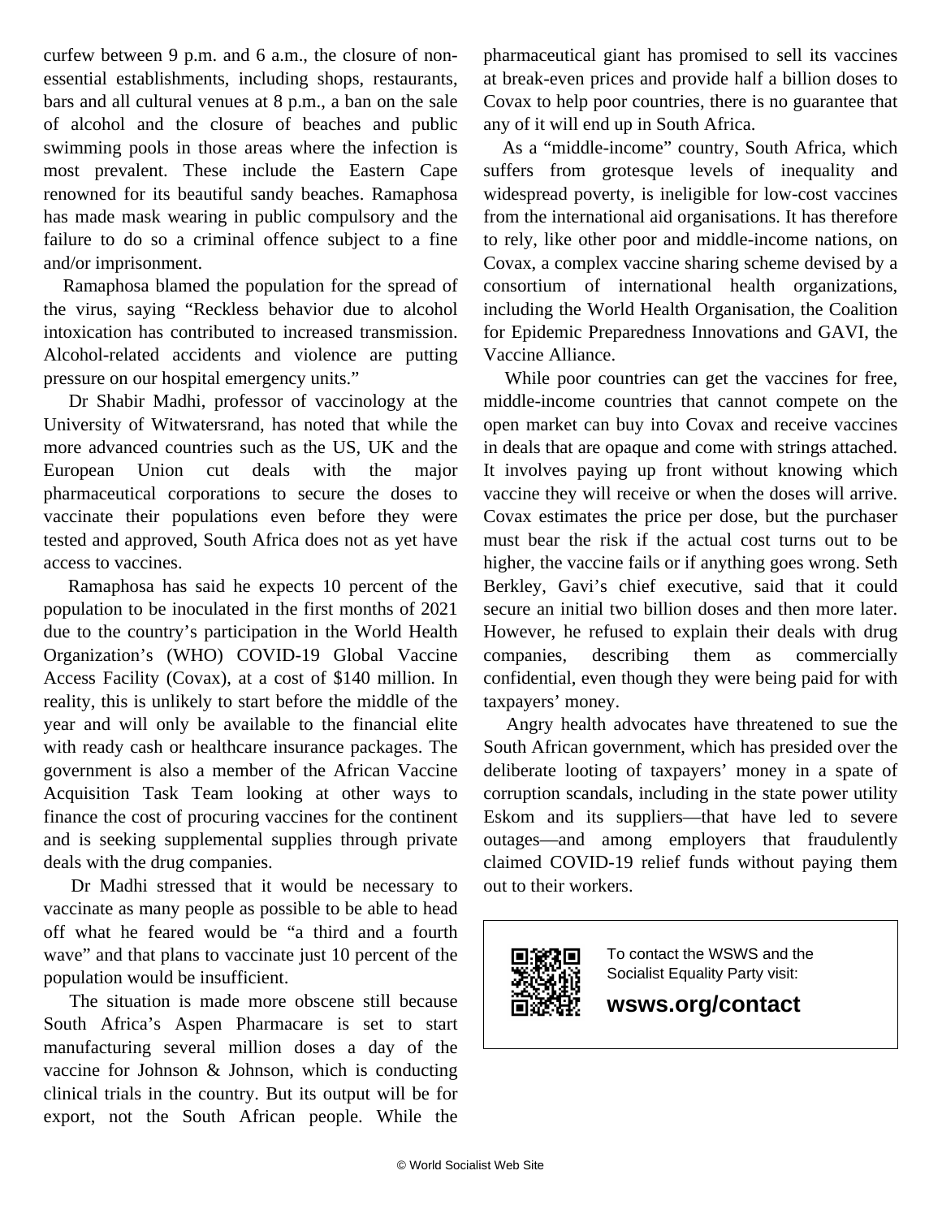curfew between 9 p.m. and 6 a.m., the closure of non-essential establishments, including shops, restaurants, bars and all cultural venues at 8 p.m., a ban on the sale of alcohol and the closure of beaches and public swimming pools in those areas where the infection is most prevalent. These include the Eastern Cape renowned for its beautiful sandy beaches. Ramaphosa has made mask wearing in public compulsory and the failure to do so a criminal offence subject to a fine and/or imprisonment.

Ramaphosa blamed the population for the spread of the virus, saying "Reckless behavior due to alcohol intoxication has contributed to increased transmission. Alcohol-related accidents and violence are putting pressure on our hospital emergency units."

Dr Shabir Madhi, professor of vaccinology at the University of Witwatersrand, has noted that while the more advanced countries such as the US, UK and the European Union cut deals with the major pharmaceutical corporations to secure the doses to vaccinate their populations even before they were tested and approved, South Africa does not as yet have access to vaccines.

Ramaphosa has said he expects 10 percent of the population to be inoculated in the first months of 2021 due to the country's participation in the World Health Organization's (WHO) COVID-19 Global Vaccine Access Facility (Covax), at a cost of $140 million. In reality, this is unlikely to start before the middle of the year and will only be available to the financial elite with ready cash or healthcare insurance packages. The government is also a member of the African Vaccine Acquisition Task Team looking at other ways to finance the cost of procuring vaccines for the continent and is seeking supplemental supplies through private deals with the drug companies.

Dr Madhi stressed that it would be necessary to vaccinate as many people as possible to be able to head off what he feared would be "a third and a fourth wave" and that plans to vaccinate just 10 percent of the population would be insufficient.

The situation is made more obscene still because South Africa's Aspen Pharmacare is set to start manufacturing several million doses a day of the vaccine for Johnson & Johnson, which is conducting clinical trials in the country. But its output will be for export, not the South African people. While the pharmaceutical giant has promised to sell its vaccines at break-even prices and provide half a billion doses to Covax to help poor countries, there is no guarantee that any of it will end up in South Africa.

As a "middle-income" country, South Africa, which suffers from grotesque levels of inequality and widespread poverty, is ineligible for low-cost vaccines from the international aid organisations. It has therefore to rely, like other poor and middle-income nations, on Covax, a complex vaccine sharing scheme devised by a consortium of international health organizations, including the World Health Organisation, the Coalition for Epidemic Preparedness Innovations and GAVI, the Vaccine Alliance.

While poor countries can get the vaccines for free, middle-income countries that cannot compete on the open market can buy into Covax and receive vaccines in deals that are opaque and come with strings attached. It involves paying up front without knowing which vaccine they will receive or when the doses will arrive. Covax estimates the price per dose, but the purchaser must bear the risk if the actual cost turns out to be higher, the vaccine fails or if anything goes wrong. Seth Berkley, Gavi's chief executive, said that it could secure an initial two billion doses and then more later. However, he refused to explain their deals with drug companies, describing them as commercially confidential, even though they were being paid for with taxpayers' money.

Angry health advocates have threatened to sue the South African government, which has presided over the deliberate looting of taxpayers' money in a spate of corruption scandals, including in the state power utility Eskom and its suppliers—that have led to severe outages—and among employers that fraudulently claimed COVID-19 relief funds without paying them out to their workers.

To contact the WSWS and the Socialist Equality Party visit:

**wsws.org/contact**